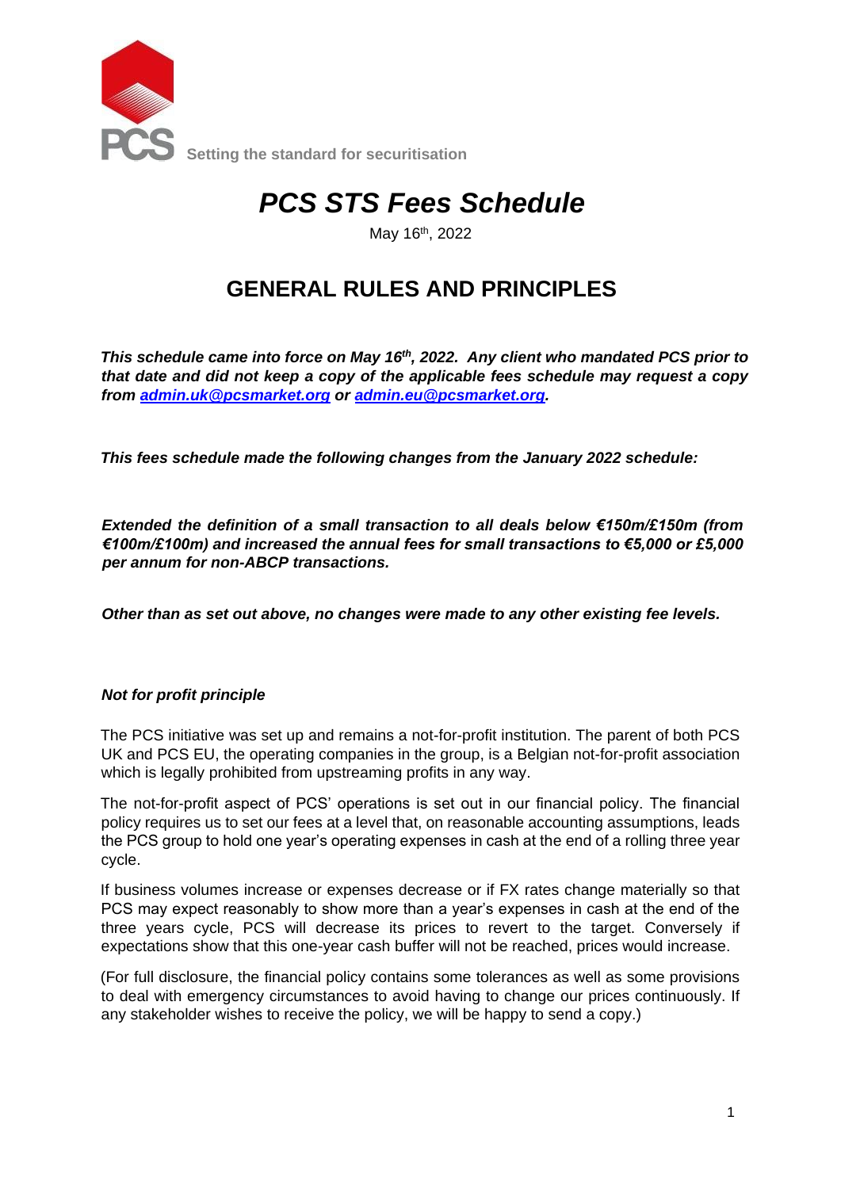PCS Setting the standard for securitisation

# *PCS STS Fees Schedule*

May 16th, 2022

## GENERAL RULES AND PRINCIPLES

***This schedule came into force on May 16th, 2022. Any client who mandated PCS prior to that date and did not keep a copy of the applicable fees schedule may request a copy from admin.uk@pcsmarket.org or admin.eu@pcsmarket.org.***

***This fees schedule made the following changes from the January 2022 schedule:***

***Extended the definition of a small transaction to all deals below €150m/£150m (from €100m/£100m) and increased the annual fees for small transactions to €5,000 or £5,000 per annum for non-ABCP transactions.***

***Other than as set out above, no changes were made to any other existing fee levels.***

### *Not for profit principle*

The PCS initiative was set up and remains a not-for-profit institution. The parent of both PCS UK and PCS EU, the operating companies in the group, is a Belgian not-for-profit association which is legally prohibited from upstreaming profits in any way.

The not-for-profit aspect of PCS' operations is set out in our financial policy. The financial policy requires us to set our fees at a level that, on reasonable accounting assumptions, leads the PCS group to hold one year's operating expenses in cash at the end of a rolling three year cycle.

If business volumes increase or expenses decrease or if FX rates change materially so that PCS may expect reasonably to show more than a year's expenses in cash at the end of the three years cycle, PCS will decrease its prices to revert to the target. Conversely if expectations show that this one-year cash buffer will not be reached, prices would increase.

(For full disclosure, the financial policy contains some tolerances as well as some provisions to deal with emergency circumstances to avoid having to change our prices continuously. If any stakeholder wishes to receive the policy, we will be happy to send a copy.)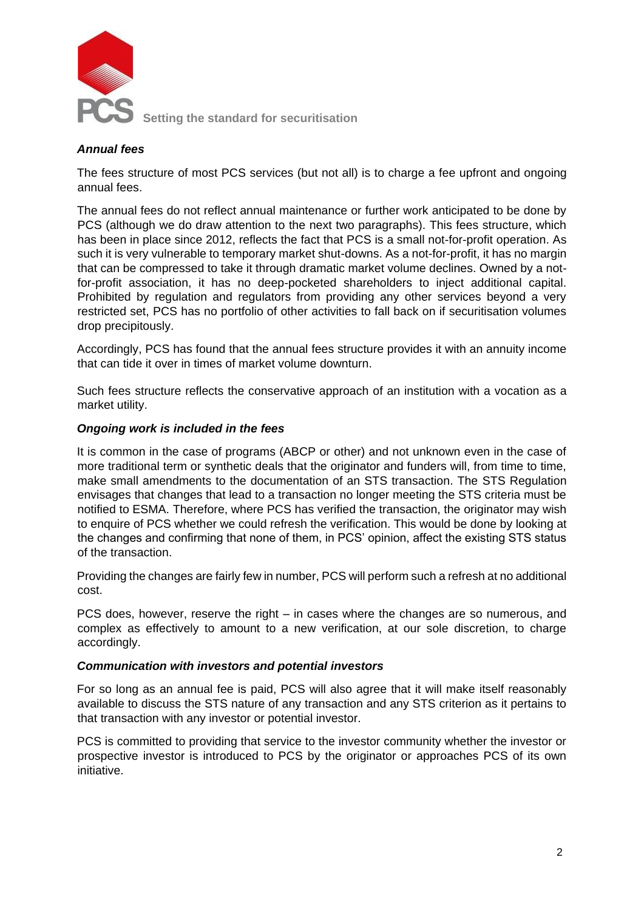### *Annual fees*

The fees structure of most PCS services (but not all) is to charge a fee upfront and ongoing annual fees.

The annual fees do not reflect annual maintenance or further work anticipated to be done by PCS (although we do draw attention to the next two paragraphs). This fees structure, which has been in place since 2012, reflects the fact that PCS is a small not-for-profit operation. As such it is very vulnerable to temporary market shut-downs. As a not-for-profit, it has no margin that can be compressed to take it through dramatic market volume declines. Owned by a not-for-profit association, it has no deep-pocketed shareholders to inject additional capital. Prohibited by regulation and regulators from providing any other services beyond a very restricted set, PCS has no portfolio of other activities to fall back on if securitisation volumes drop precipitously.

Accordingly, PCS has found that the annual fees structure provides it with an annuity income that can tide it over in times of market volume downturn.

Such fees structure reflects the conservative approach of an institution with a vocation as a market utility.

### *Ongoing work is included in the fees*

It is common in the case of programs (ABCP or other) and not unknown even in the case of more traditional term or synthetic deals that the originator and funders will, from time to time, make small amendments to the documentation of an STS transaction. The STS Regulation envisages that changes that lead to a transaction no longer meeting the STS criteria must be notified to ESMA. Therefore, where PCS has verified the transaction, the originator may wish to enquire of PCS whether we could refresh the verification. This would be done by looking at the changes and confirming that none of them, in PCS' opinion, affect the existing STS status of the transaction.

Providing the changes are fairly few in number, PCS will perform such a refresh at no additional cost.

PCS does, however, reserve the right – in cases where the changes are so numerous, and complex as effectively to amount to a new verification, at our sole discretion, to charge accordingly.

### *Communication with investors and potential investors*

For so long as an annual fee is paid, PCS will also agree that it will make itself reasonably available to discuss the STS nature of any transaction and any STS criterion as it pertains to that transaction with any investor or potential investor.

PCS is committed to providing that service to the investor community whether the investor or prospective investor is introduced to PCS by the originator or approaches PCS of its own initiative.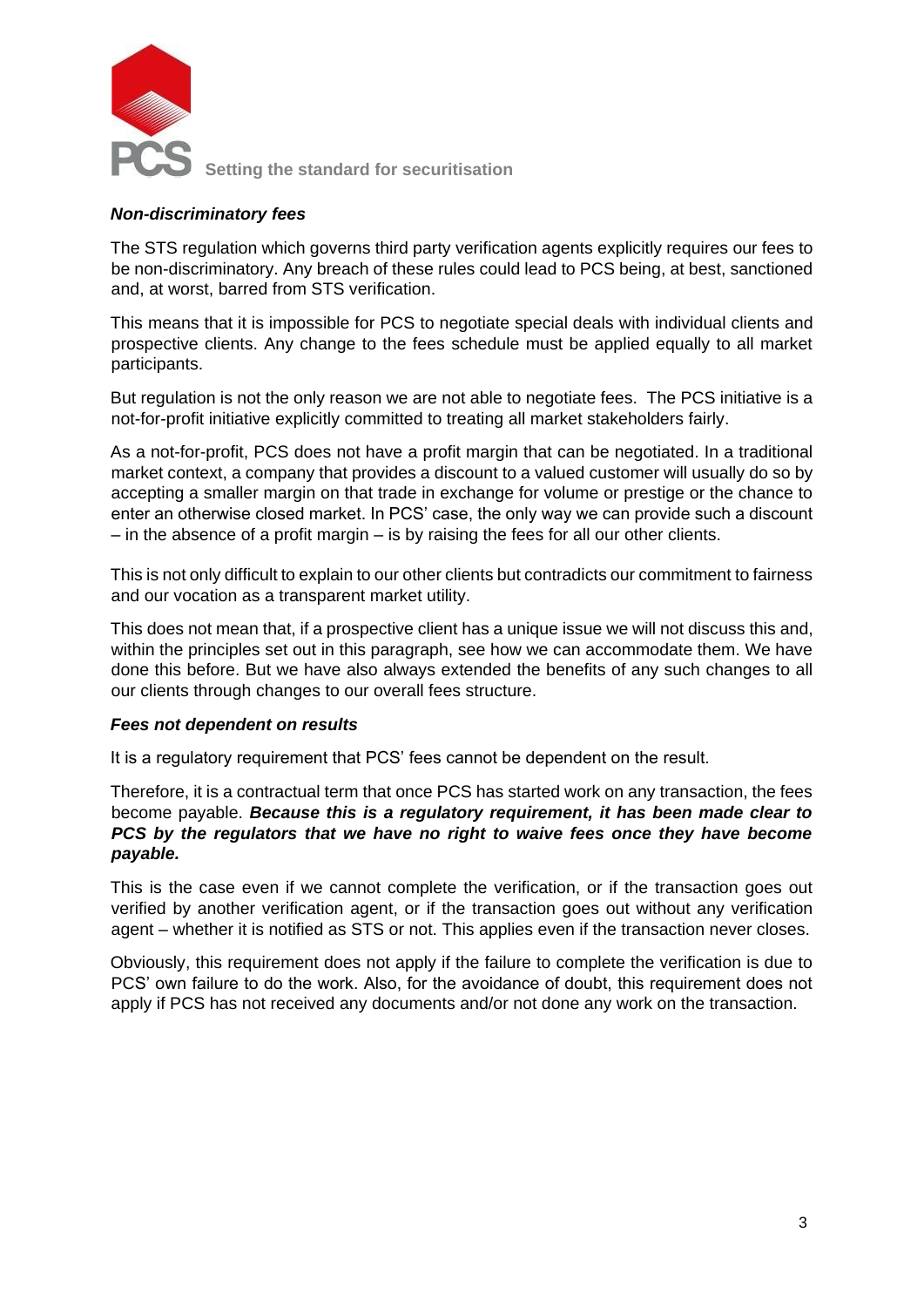***Non-discriminatory fees***

The STS regulation which governs third party verification agents explicitly requires our fees to be non-discriminatory. Any breach of these rules could lead to PCS being, at best, sanctioned and, at worst, barred from STS verification.

This means that it is impossible for PCS to negotiate special deals with individual clients and prospective clients. Any change to the fees schedule must be applied equally to all market participants.

But regulation is not the only reason we are not able to negotiate fees. The PCS initiative is a not-for-profit initiative explicitly committed to treating all market stakeholders fairly.

As a not-for-profit, PCS does not have a profit margin that can be negotiated. In a traditional market context, a company that provides a discount to a valued customer will usually do so by accepting a smaller margin on that trade in exchange for volume or prestige or the chance to enter an otherwise closed market. In PCS' case, the only way we can provide such a discount – in the absence of a profit margin – is by raising the fees for all our other clients.

This is not only difficult to explain to our other clients but contradicts our commitment to fairness and our vocation as a transparent market utility.

This does not mean that, if a prospective client has a unique issue we will not discuss this and, within the principles set out in this paragraph, see how we can accommodate them. We have done this before. But we have also always extended the benefits of any such changes to all our clients through changes to our overall fees structure.

***Fees not dependent on results***

It is a regulatory requirement that PCS' fees cannot be dependent on the result.

Therefore, it is a contractual term that once PCS has started work on any transaction, the fees become payable. ***Because this is a regulatory requirement, it has been made clear to PCS by the regulators that we have no right to waive fees once they have become payable.***

This is the case even if we cannot complete the verification, or if the transaction goes out verified by another verification agent, or if the transaction goes out without any verification agent – whether it is notified as STS or not. This applies even if the transaction never closes.

Obviously, this requirement does not apply if the failure to complete the verification is due to PCS' own failure to do the work. Also, for the avoidance of doubt, this requirement does not apply if PCS has not received any documents and/or not done any work on the transaction.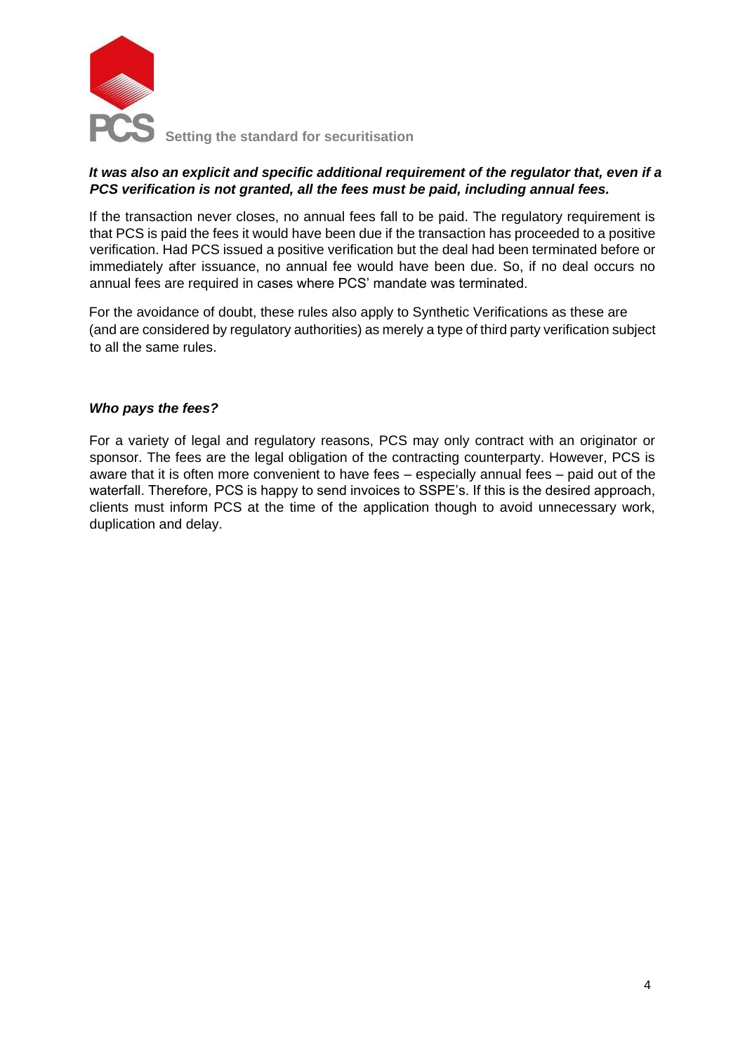***It was also an explicit and specific additional requirement of the regulator that, even if a PCS verification is not granted, all the fees must be paid, including annual fees.***

If the transaction never closes, no annual fees fall to be paid. The regulatory requirement is that PCS is paid the fees it would have been due if the transaction has proceeded to a positive verification. Had PCS issued a positive verification but the deal had been terminated before or immediately after issuance, no annual fee would have been due. So, if no deal occurs no annual fees are required in cases where PCS' mandate was terminated.

For the avoidance of doubt, these rules also apply to Synthetic Verifications as these are (and are considered by regulatory authorities) as merely a type of third party verification subject to all the same rules.

***Who pays the fees?***

For a variety of legal and regulatory reasons, PCS may only contract with an originator or sponsor. The fees are the legal obligation of the contracting counterparty. However, PCS is aware that it is often more convenient to have fees – especially annual fees – paid out of the waterfall. Therefore, PCS is happy to send invoices to SSPE's. If this is the desired approach, clients must inform PCS at the time of the application though to avoid unnecessary work, duplication and delay.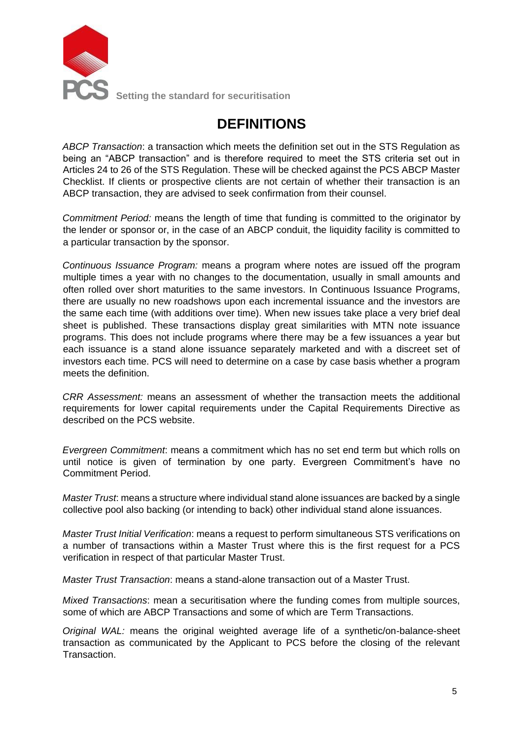# DEFINITIONS

*ABCP Transaction*: a transaction which meets the definition set out in the STS Regulation as being an "ABCP transaction" and is therefore required to meet the STS criteria set out in Articles 24 to 26 of the STS Regulation. These will be checked against the PCS ABCP Master Checklist. If clients or prospective clients are not certain of whether their transaction is an ABCP transaction, they are advised to seek confirmation from their counsel.

*Commitment Period:* means the length of time that funding is committed to the originator by the lender or sponsor or, in the case of an ABCP conduit, the liquidity facility is committed to a particular transaction by the sponsor.

*Continuous Issuance Program:* means a program where notes are issued off the program multiple times a year with no changes to the documentation, usually in small amounts and often rolled over short maturities to the same investors. In Continuous Issuance Programs, there are usually no new roadshows upon each incremental issuance and the investors are the same each time (with additions over time). When new issues take place a very brief deal sheet is published. These transactions display great similarities with MTN note issuance programs. This does not include programs where there may be a few issuances a year but each issuance is a stand alone issuance separately marketed and with a discreet set of investors each time. PCS will need to determine on a case by case basis whether a program meets the definition.

*CRR Assessment:* means an assessment of whether the transaction meets the additional requirements for lower capital requirements under the Capital Requirements Directive as described on the PCS website.

*Evergreen Commitment*: means a commitment which has no set end term but which rolls on until notice is given of termination by one party. Evergreen Commitment's have no Commitment Period.

*Master Trust*: means a structure where individual stand alone issuances are backed by a single collective pool also backing (or intending to back) other individual stand alone issuances.

*Master Trust Initial Verification*: means a request to perform simultaneous STS verifications on a number of transactions within a Master Trust where this is the first request for a PCS verification in respect of that particular Master Trust.

*Master Trust Transaction*: means a stand-alone transaction out of a Master Trust.

*Mixed Transactions*: mean a securitisation where the funding comes from multiple sources, some of which are ABCP Transactions and some of which are Term Transactions.

*Original WAL:* means the original weighted average life of a synthetic/on-balance-sheet transaction as communicated by the Applicant to PCS before the closing of the relevant Transaction.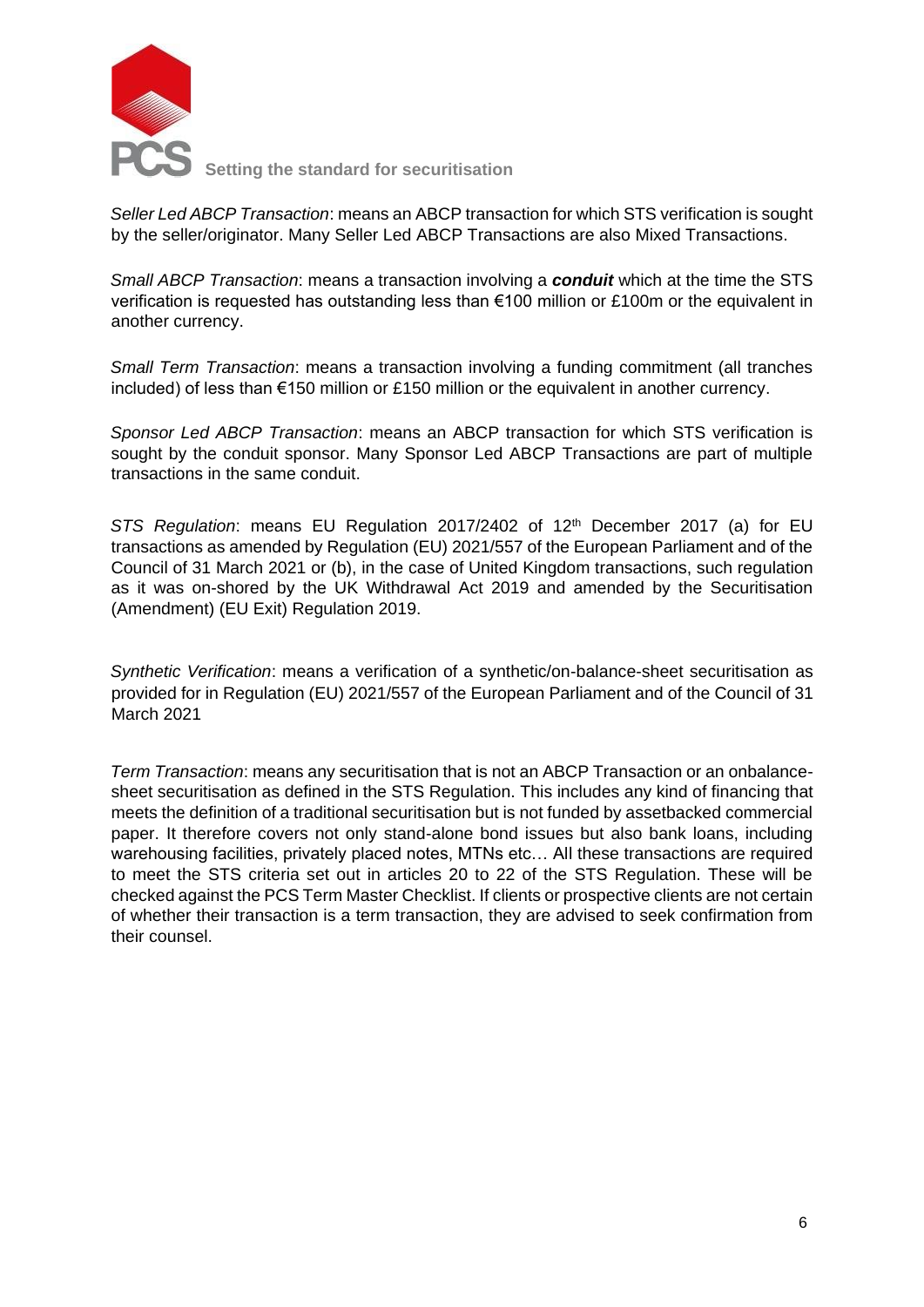*Seller Led ABCP Transaction*: means an ABCP transaction for which STS verification is sought by the seller/originator. Many Seller Led ABCP Transactions are also Mixed Transactions.

*Small ABCP Transaction*: means a transaction involving a ***conduit*** which at the time the STS verification is requested has outstanding less than €100 million or £100m or the equivalent in another currency.

*Small Term Transaction*: means a transaction involving a funding commitment (all tranches included) of less than €150 million or £150 million or the equivalent in another currency.

*Sponsor Led ABCP Transaction*: means an ABCP transaction for which STS verification is sought by the conduit sponsor. Many Sponsor Led ABCP Transactions are part of multiple transactions in the same conduit.

*STS Regulation*: means EU Regulation 2017/2402 of 12th December 2017 (a) for EU transactions as amended by Regulation (EU) 2021/557 of the European Parliament and of the Council of 31 March 2021 or (b), in the case of United Kingdom transactions, such regulation as it was on-shored by the UK Withdrawal Act 2019 and amended by the Securitisation (Amendment) (EU Exit) Regulation 2019.

*Synthetic Verification*: means a verification of a synthetic/on-balance-sheet securitisation as provided for in Regulation (EU) 2021/557 of the European Parliament and of the Council of 31 March 2021

*Term Transaction*: means any securitisation that is not an ABCP Transaction or an onbalance-sheet securitisation as defined in the STS Regulation. This includes any kind of financing that meets the definition of a traditional securitisation but is not funded by assetbacked commercial paper. It therefore covers not only stand-alone bond issues but also bank loans, including warehousing facilities, privately placed notes, MTNs etc… All these transactions are required to meet the STS criteria set out in articles 20 to 22 of the STS Regulation. These will be checked against the PCS Term Master Checklist. If clients or prospective clients are not certain of whether their transaction is a term transaction, they are advised to seek confirmation from their counsel.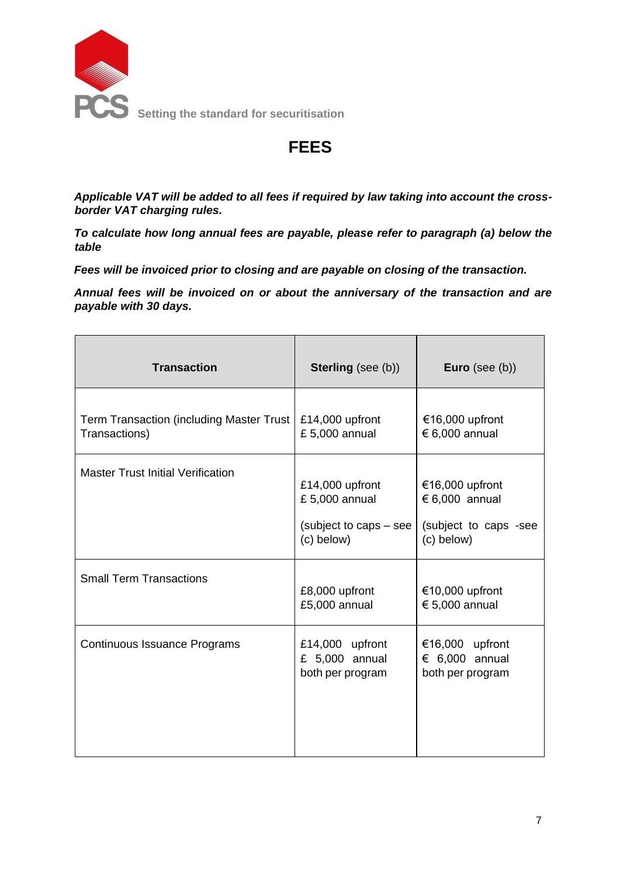# FEES

***Applicable VAT will be added to all fees if required by law taking into account the cross-border VAT charging rules.***

***To calculate how long annual fees are payable, please refer to paragraph (a) below the table***

***Fees will be invoiced prior to closing and are payable on closing of the transaction.***

***Annual fees will be invoiced on or about the anniversary of the transaction and are payable with 30 days.***

| **Transaction** | **Sterling** (see (b)) | **Euro** (see (b)) |
|---|---|---|
| Term Transaction (including Master Trust Transactions) | £14,000 upfront<br>£ 5,000 annual | €16,000 upfront<br>€ 6,000 annual |
| Master Trust Initial Verification | £14,000 upfront<br>£ 5,000 annual<br><br>(subject to caps – see (c) below) | €16,000 upfront<br>€ 6,000 annual<br><br>(subject to caps -see (c) below) |
| Small Term Transactions | £8,000 upfront<br>£5,000 annual | €10,000 upfront<br>€ 5,000 annual |
| Continuous Issuance Programs | £14,000 upfront<br>£ 5,000 annual<br>both per program | €16,000 upfront<br>€ 6,000 annual<br>both per program |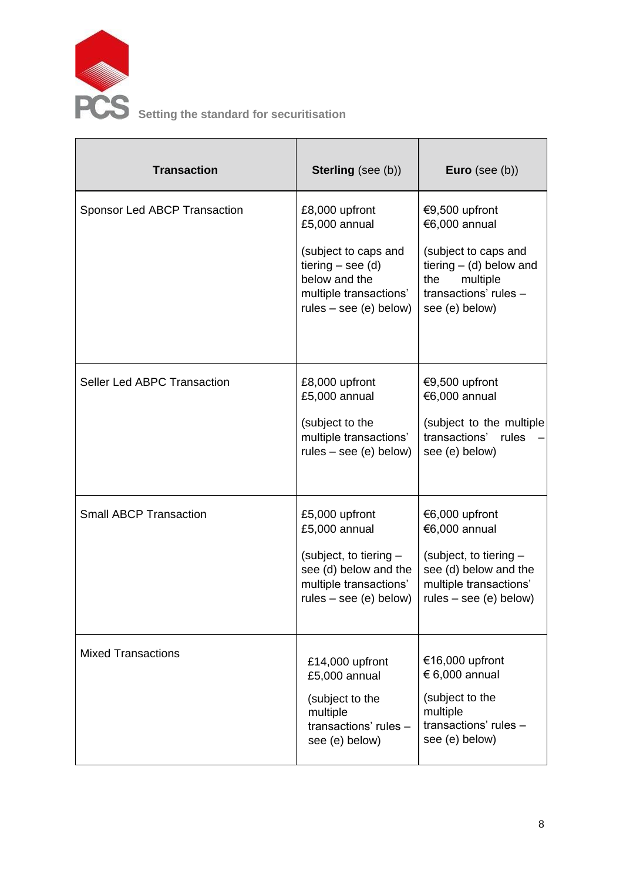| **Transaction** | **Sterling** (see (b)) | **Euro** (see (b)) |
|---|---|---|
| Sponsor Led ABCP Transaction | £8,000 upfront<br>£5,000 annual<br><br>(subject to caps and tiering – see (d) below and the multiple transactions' rules – see (e) below) | €9,500 upfront<br>€6,000 annual<br><br>(subject to caps and tiering – (d) below and the multiple transactions' rules – see (e) below) |
| Seller Led ABPC Transaction | £8,000 upfront<br>£5,000 annual<br><br>(subject to the multiple transactions' rules – see (e) below) | €9,500 upfront<br>€6,000 annual<br><br>(subject to the multiple transactions' rules – see (e) below) |
| Small ABCP Transaction | £5,000 upfront<br>£5,000 annual<br><br>(subject, to tiering – see (d) below and the multiple transactions' rules – see (e) below) | €6,000 upfront<br>€6,000 annual<br><br>(subject, to tiering – see (d) below and the multiple transactions' rules – see (e) below) |
| Mixed Transactions | £14,000 upfront<br>£5,000 annual<br><br>(subject to the multiple transactions' rules – see (e) below) | €16,000 upfront<br>€ 6,000 annual<br><br>(subject to the multiple transactions' rules – see (e) below) |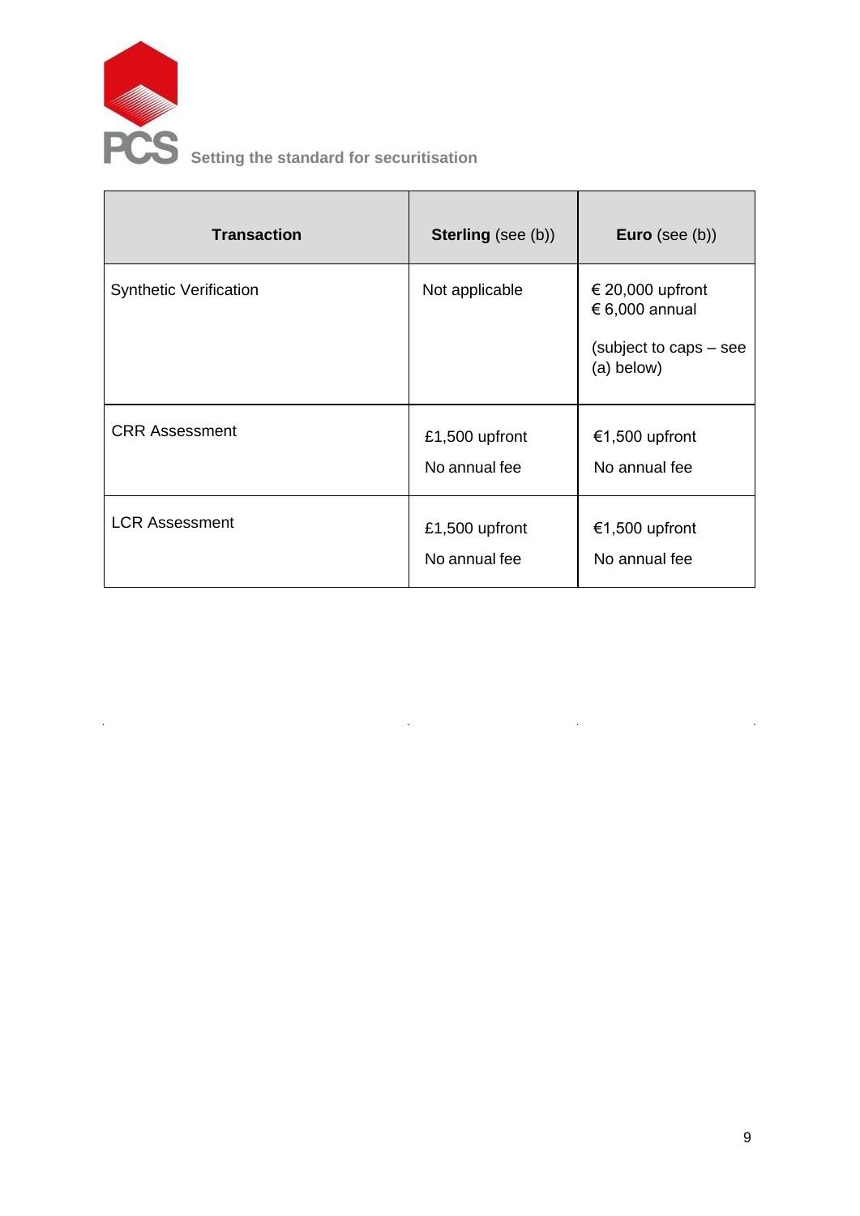| **Transaction** | **Sterling** (see (b)) | **Euro** (see (b)) |
| --- | --- | --- |
| Synthetic Verification | Not applicable | € 20,000 upfront<br>€ 6,000 annual<br><br>(subject to caps – see (a) below) |
| CRR Assessment | £1,500 upfront<br><br>No annual fee | €1,500 upfront<br><br>No annual fee |
| LCR Assessment | £1,500 upfront<br><br>No annual fee | €1,500 upfront<br><br>No annual fee |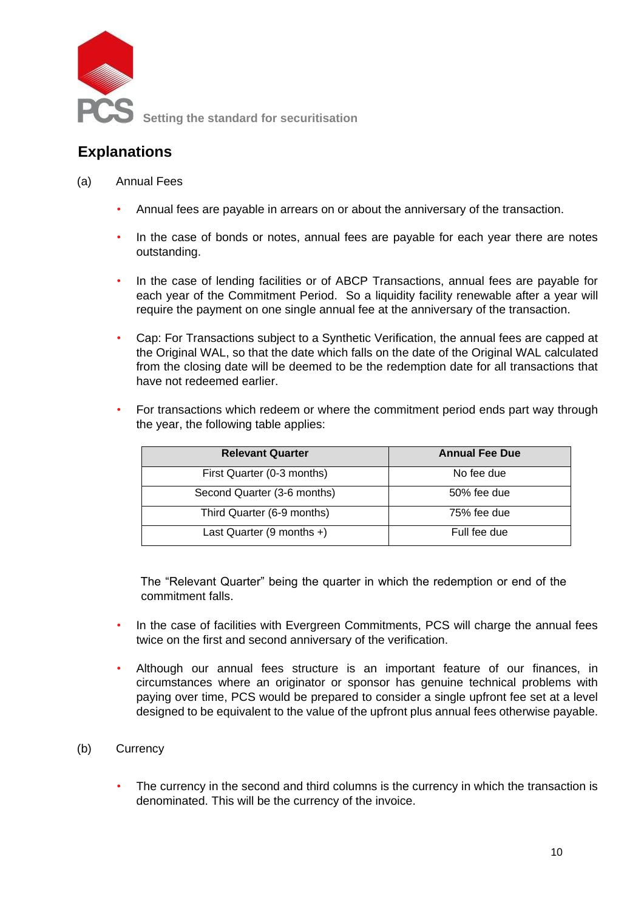## Explanations

(a) Annual Fees

- Annual fees are payable in arrears on or about the anniversary of the transaction.
- In the case of bonds or notes, annual fees are payable for each year there are notes outstanding.
- In the case of lending facilities or of ABCP Transactions, annual fees are payable for each year of the Commitment Period. So a liquidity facility renewable after a year will require the payment on one single annual fee at the anniversary of the transaction.
- Cap: For Transactions subject to a Synthetic Verification, the annual fees are capped at the Original WAL, so that the date which falls on the date of the Original WAL calculated from the closing date will be deemed to be the redemption date for all transactions that have not redeemed earlier.
- For transactions which redeem or where the commitment period ends part way through the year, the following table applies:

| Relevant Quarter | Annual Fee Due |
|---|---|
| First Quarter (0-3 months) | No fee due |
| Second Quarter (3-6 months) | 50% fee due |
| Third Quarter (6-9 months) | 75% fee due |
| Last Quarter (9 months +) | Full fee due |

  The "Relevant Quarter" being the quarter in which the redemption or end of the commitment falls.

- In the case of facilities with Evergreen Commitments, PCS will charge the annual fees twice on the first and second anniversary of the verification.
- Although our annual fees structure is an important feature of our finances, in circumstances where an originator or sponsor has genuine technical problems with paying over time, PCS would be prepared to consider a single upfront fee set at a level designed to be equivalent to the value of the upfront plus annual fees otherwise payable.

(b) Currency

- The currency in the second and third columns is the currency in which the transaction is denominated. This will be the currency of the invoice.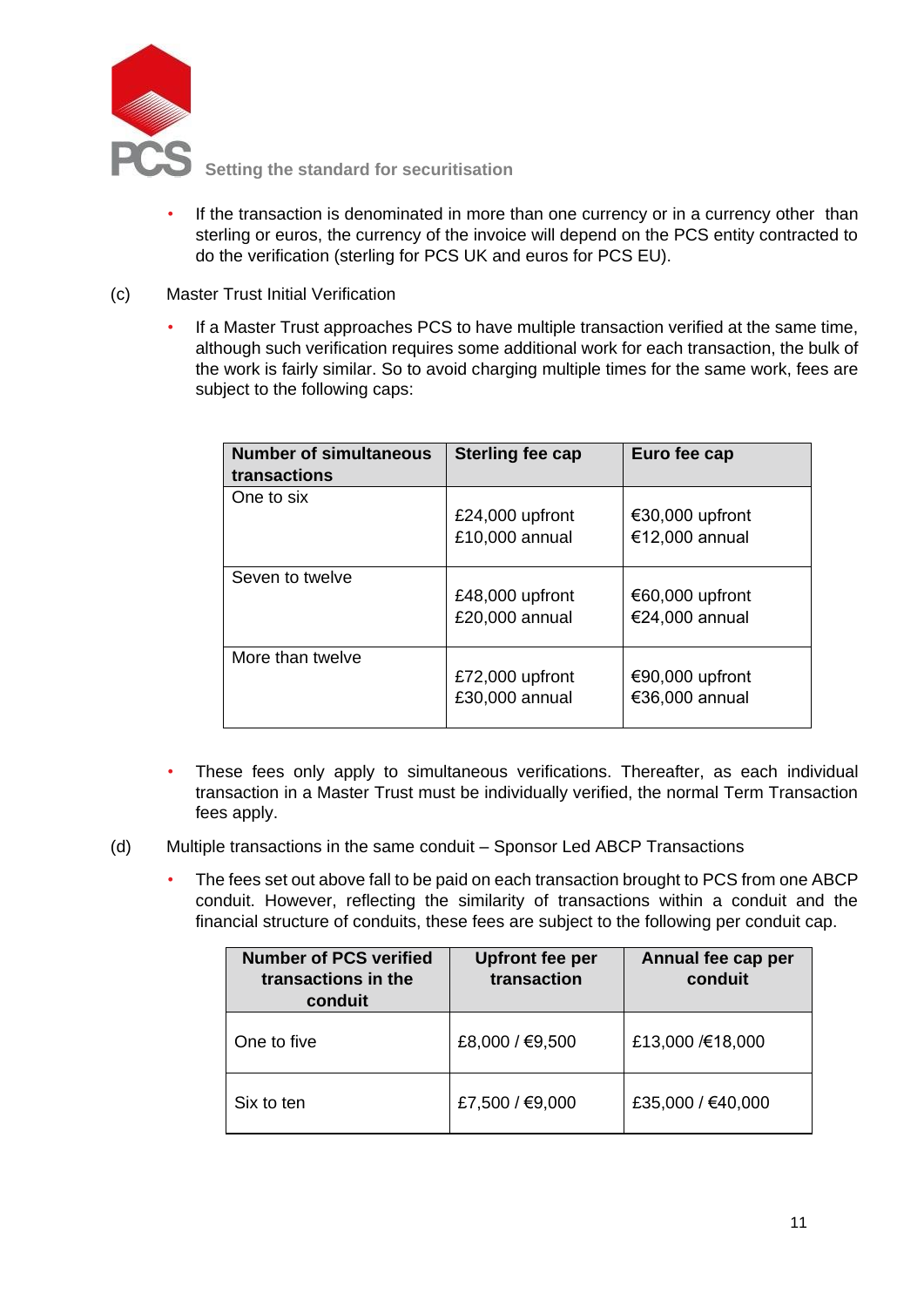- If the transaction is denominated in more than one currency or in a currency other than sterling or euros, the currency of the invoice will depend on the PCS entity contracted to do the verification (sterling for PCS UK and euros for PCS EU).

(c) Master Trust Initial Verification

- If a Master Trust approaches PCS to have multiple transaction verified at the same time, although such verification requires some additional work for each transaction, the bulk of the work is fairly similar. So to avoid charging multiple times for the same work, fees are subject to the following caps:

| Number of simultaneous transactions | Sterling fee cap | Euro fee cap |
|---|---|---|
| One to six | £24,000 upfront<br>£10,000 annual | €30,000 upfront<br>€12,000 annual |
| Seven to twelve | £48,000 upfront<br>£20,000 annual | €60,000 upfront<br>€24,000 annual |
| More than twelve | £72,000 upfront<br>£30,000 annual | €90,000 upfront<br>€36,000 annual |

- These fees only apply to simultaneous verifications. Thereafter, as each individual transaction in a Master Trust must be individually verified, the normal Term Transaction fees apply.

(d) Multiple transactions in the same conduit – Sponsor Led ABCP Transactions

- The fees set out above fall to be paid on each transaction brought to PCS from one ABCP conduit. However, reflecting the similarity of transactions within a conduit and the financial structure of conduits, these fees are subject to the following per conduit cap.

| Number of PCS verified transactions in the conduit | Upfront fee per transaction | Annual fee cap per conduit |
|---|---|---|
| One to five | £8,000 / €9,500 | £13,000 /€18,000 |
| Six to ten | £7,500 / €9,000 | £35,000 / €40,000 |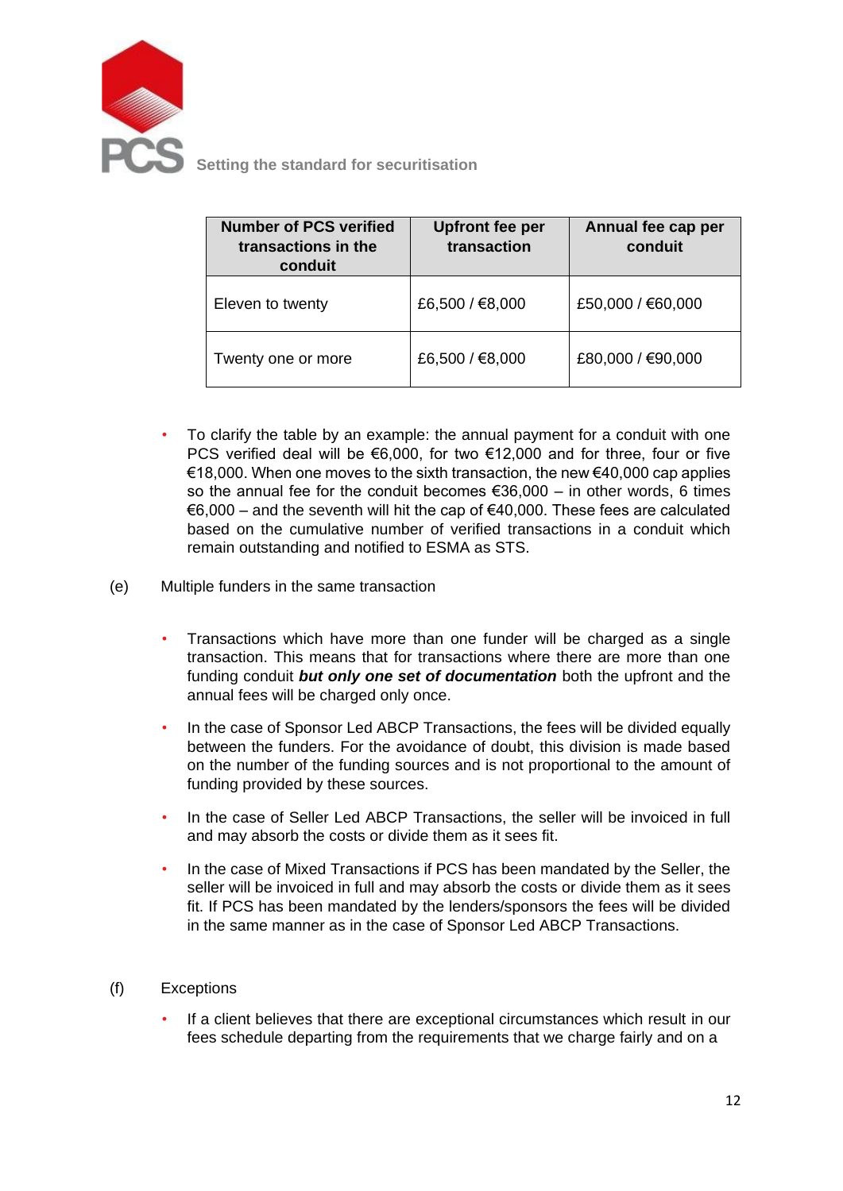| Number of PCS verified transactions in the conduit | Upfront fee per transaction | Annual fee cap per conduit |
|---|---|---|
| Eleven to twenty | £6,500 / €8,000 | £50,000 / €60,000 |
| Twenty one or more | £6,500 / €8,000 | £80,000 / €90,000 |

- To clarify the table by an example: the annual payment for a conduit with one PCS verified deal will be €6,000, for two €12,000 and for three, four or five €18,000. When one moves to the sixth transaction, the new €40,000 cap applies so the annual fee for the conduit becomes €36,000 – in other words, 6 times €6,000 – and the seventh will hit the cap of €40,000. These fees are calculated based on the cumulative number of verified transactions in a conduit which remain outstanding and notified to ESMA as STS.

(e) Multiple funders in the same transaction

- Transactions which have more than one funder will be charged as a single transaction. This means that for transactions where there are more than one funding conduit ***but only one set of documentation*** both the upfront and the annual fees will be charged only once.
- In the case of Sponsor Led ABCP Transactions, the fees will be divided equally between the funders. For the avoidance of doubt, this division is made based on the number of the funding sources and is not proportional to the amount of funding provided by these sources.
- In the case of Seller Led ABCP Transactions, the seller will be invoiced in full and may absorb the costs or divide them as it sees fit.
- In the case of Mixed Transactions if PCS has been mandated by the Seller, the seller will be invoiced in full and may absorb the costs or divide them as it sees fit. If PCS has been mandated by the lenders/sponsors the fees will be divided in the same manner as in the case of Sponsor Led ABCP Transactions.

(f) Exceptions

- If a client believes that there are exceptional circumstances which result in our fees schedule departing from the requirements that we charge fairly and on a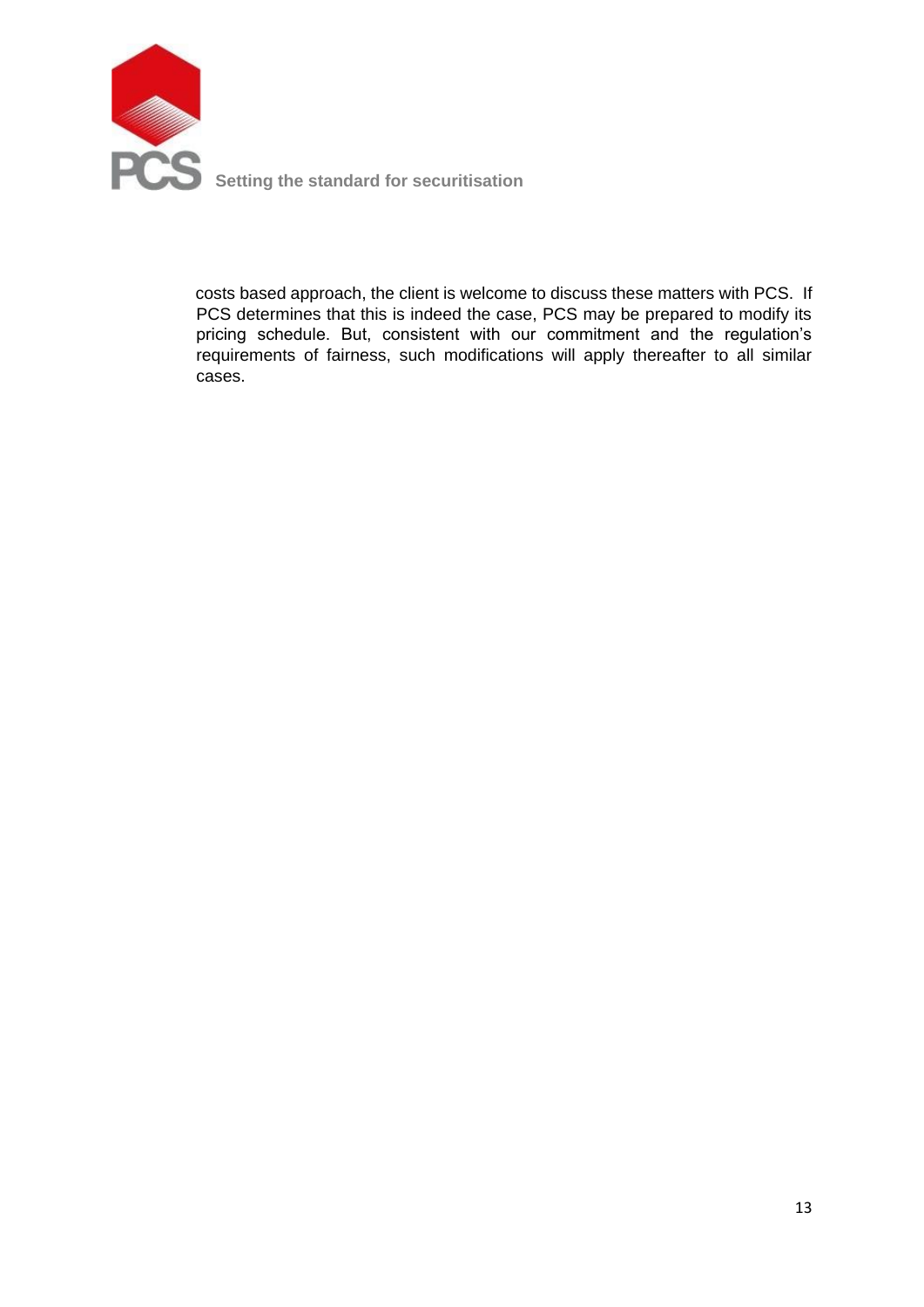costs based approach, the client is welcome to discuss these matters with PCS. If PCS determines that this is indeed the case, PCS may be prepared to modify its pricing schedule. But, consistent with our commitment and the regulation's requirements of fairness, such modifications will apply thereafter to all similar cases.